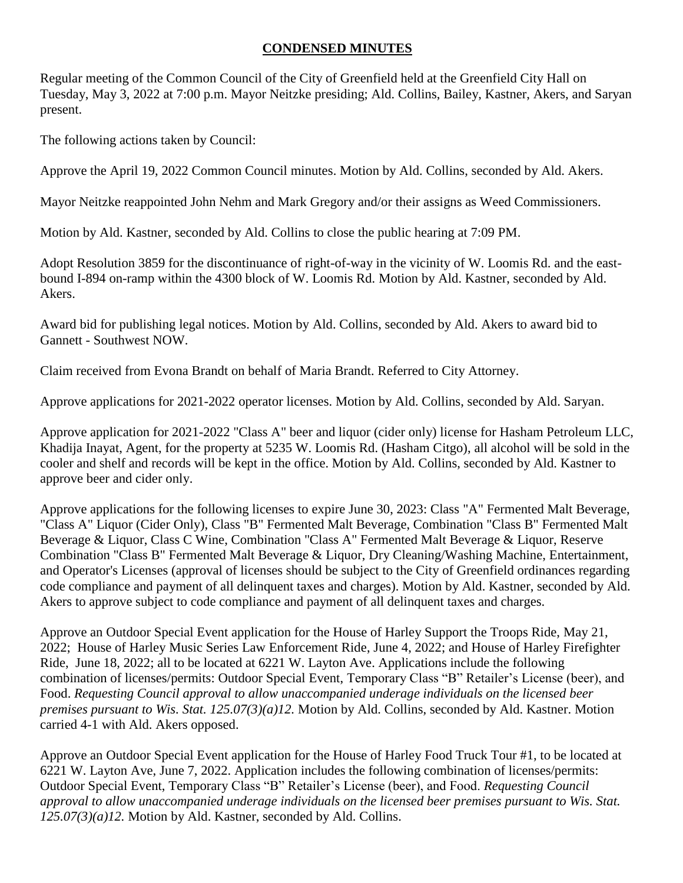# CONDENSED MINUTES

Regular meeting of the Common Council of the City of Greenfield held at the Greenfield City Hall on Tuesday, May 3, 2022 at 7:00 p.m. Mayor Neitzke presiding; Ald. Collins, Bailey, Kastner, Akers, and Saryan present.

The following actions taken by Council:

Approve the April 19, 2022 Common Council minutes. Motion by Ald. Collins, seconded by Ald. Akers.

Mayor Neitzke reappointed John Nehm and Mark Gregory and/or their assigns as Weed Commissioners.

Motion by Ald. Kastner, seconded by Ald. Collins to close the public hearing at 7:09 PM.

Adopt Resolution 3859 for the discontinuance of right-of-way in the vicinity of W. Loomis Rd. and the east-bound I-894 on-ramp within the 4300 block of W. Loomis Rd. Motion by Ald. Kastner, seconded by Ald. Akers.

Award bid for publishing legal notices. Motion by Ald. Collins, seconded by Ald. Akers to award bid to Gannett - Southwest NOW.

Claim received from Evona Brandt on behalf of Maria Brandt. Referred to City Attorney.

Approve applications for 2021-2022 operator licenses. Motion by Ald. Collins, seconded by Ald. Saryan.

Approve application for 2021-2022 "Class A" beer and liquor (cider only) license for Hasham Petroleum LLC, Khadija Inayat, Agent, for the property at 5235 W. Loomis Rd. (Hasham Citgo), all alcohol will be sold in the cooler and shelf and records will be kept in the office. Motion by Ald. Collins, seconded by Ald. Kastner to approve beer and cider only.

Approve applications for the following licenses to expire June 30, 2023: Class "A" Fermented Malt Beverage, "Class A" Liquor (Cider Only), Class "B" Fermented Malt Beverage, Combination "Class B" Fermented Malt Beverage & Liquor, Class C Wine, Combination "Class A" Fermented Malt Beverage & Liquor, Reserve Combination "Class B" Fermented Malt Beverage & Liquor, Dry Cleaning/Washing Machine, Entertainment, and Operator's Licenses (approval of licenses should be subject to the City of Greenfield ordinances regarding code compliance and payment of all delinquent taxes and charges). Motion by Ald. Kastner, seconded by Ald. Akers to approve subject to code compliance and payment of all delinquent taxes and charges.

Approve an Outdoor Special Event application for the House of Harley Support the Troops Ride, May 21, 2022; House of Harley Music Series Law Enforcement Ride, June 4, 2022; and House of Harley Firefighter Ride, June 18, 2022; all to be located at 6221 W. Layton Ave. Applications include the following combination of licenses/permits: Outdoor Special Event, Temporary Class "B" Retailer's License (beer), and Food. *Requesting Council approval to allow unaccompanied underage individuals on the licensed beer premises pursuant to Wis. Stat. 125.07(3)(a)12.* Motion by Ald. Collins, seconded by Ald. Kastner. Motion carried 4-1 with Ald. Akers opposed.

Approve an Outdoor Special Event application for the House of Harley Food Truck Tour #1, to be located at 6221 W. Layton Ave, June 7, 2022. Application includes the following combination of licenses/permits: Outdoor Special Event, Temporary Class "B" Retailer's License (beer), and Food. *Requesting Council approval to allow unaccompanied underage individuals on the licensed beer premises pursuant to Wis. Stat. 125.07(3)(a)12.* Motion by Ald. Kastner, seconded by Ald. Collins.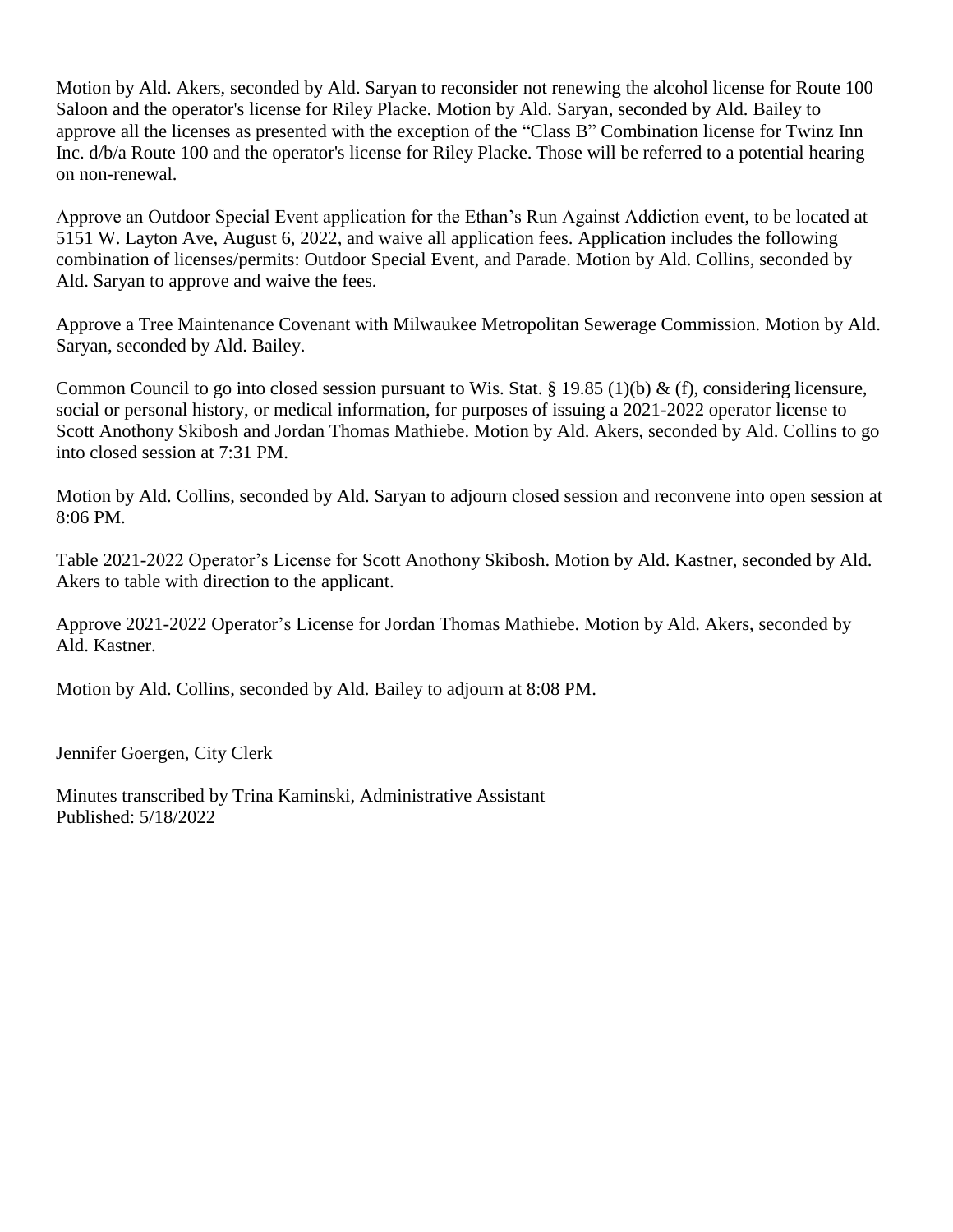Motion by Ald. Akers, seconded by Ald. Saryan to reconsider not renewing the alcohol license for Route 100 Saloon and the operator's license for Riley Placke. Motion by Ald. Saryan, seconded by Ald. Bailey to approve all the licenses as presented with the exception of the "Class B" Combination license for Twinz Inn Inc. d/b/a Route 100 and the operator's license for Riley Placke. Those will be referred to a potential hearing on non-renewal.

Approve an Outdoor Special Event application for the Ethan's Run Against Addiction event, to be located at 5151 W. Layton Ave, August 6, 2022, and waive all application fees. Application includes the following combination of licenses/permits: Outdoor Special Event, and Parade. Motion by Ald. Collins, seconded by Ald. Saryan to approve and waive the fees.

Approve a Tree Maintenance Covenant with Milwaukee Metropolitan Sewerage Commission. Motion by Ald. Saryan, seconded by Ald. Bailey.

Common Council to go into closed session pursuant to Wis. Stat. § 19.85 (1)(b) & (f), considering licensure, social or personal history, or medical information, for purposes of issuing a 2021-2022 operator license to Scott Anothony Skibosh and Jordan Thomas Mathiebe. Motion by Ald. Akers, seconded by Ald. Collins to go into closed session at 7:31 PM.

Motion by Ald. Collins, seconded by Ald. Saryan to adjourn closed session and reconvene into open session at 8:06 PM.

Table 2021-2022 Operator's License for Scott Anothony Skibosh. Motion by Ald. Kastner, seconded by Ald. Akers to table with direction to the applicant.

Approve 2021-2022 Operator's License for Jordan Thomas Mathiebe. Motion by Ald. Akers, seconded by Ald. Kastner.

Motion by Ald. Collins, seconded by Ald. Bailey to adjourn at 8:08 PM.

Jennifer Goergen, City Clerk

Minutes transcribed by Trina Kaminski, Administrative Assistant
Published: 5/18/2022